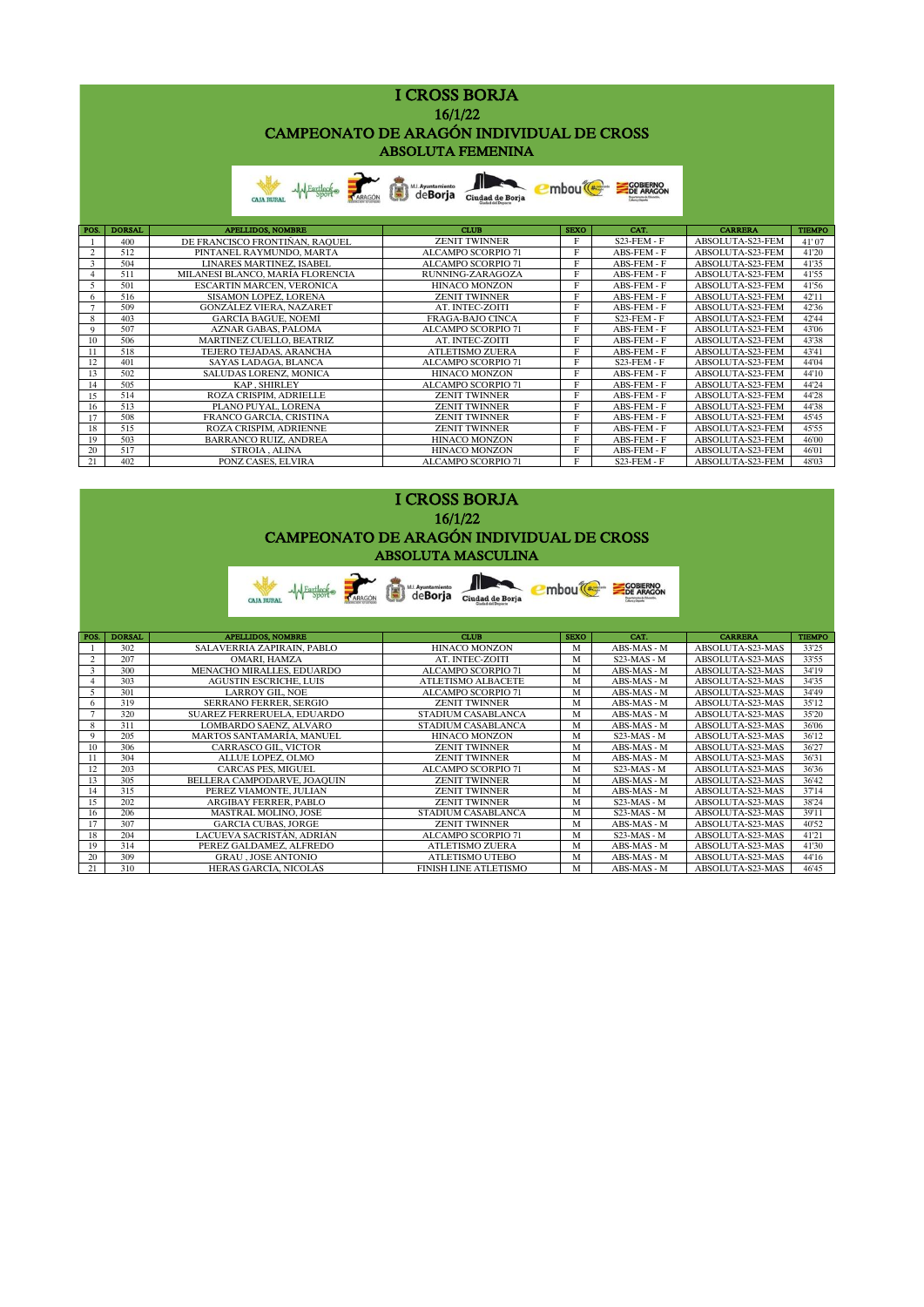# I CROSS BORJA

## 16/1/22

## CAMPEONATO DE ARAGÓN INDIVIDUAL DE CROSS

### ABSOLUTA FEMENINA

| POS. | DORSAL | APELLIDOS, NOMBRE | CLUB | SEXO | CAT. | CARRERA | TIEMPO |
|---|---|---|---|---|---|---|---|
| 1 | 400 | DE FRANCISCO FRONTIÑAN, RAQUEL | ZENIT TWINNER | F | S23-FEM - F | ABSOLUTA-S23-FEM | 41'07 |
| 2 | 512 | PINTANEL RAYMUNDO, MARTA | ALCAMPO SCORPIO 71 | F | ABS-FEM - F | ABSOLUTA-S23-FEM | 41'20 |
| 3 | 504 | LINARES MARTINEZ, ISABEL | ALCAMPO SCORPIO 71 | F | ABS-FEM - F | ABSOLUTA-S23-FEM | 41'35 |
| 4 | 511 | MILANESI BLANCO, MARÍA FLORENCIA | RUNNING-ZARAGOZA | F | ABS-FEM - F | ABSOLUTA-S23-FEM | 41'55 |
| 5 | 501 | ESCARTIN MARCEN, VERONICA | HINACO MONZON | F | ABS-FEM - F | ABSOLUTA-S23-FEM | 41'56 |
| 6 | 516 | SISAMON LOPEZ, LORENA | ZENIT TWINNER | F | ABS-FEM - F | ABSOLUTA-S23-FEM | 42'11 |
| 7 | 509 | GONZALEZ VIERA, NAZARET | AT. INTEC-ZOITI | F | ABS-FEM - F | ABSOLUTA-S23-FEM | 42'36 |
| 8 | 403 | GARCÍA BAGUE, NOEMI | FRAGA-BAJO CINCA | F | S23-FEM - F | ABSOLUTA-S23-FEM | 42'44 |
| 9 | 507 | AZNAR GABAS, PALOMA | ALCAMPO SCORPIO 71 | F | ABS-FEM - F | ABSOLUTA-S23-FEM | 43'06 |
| 10 | 506 | MARTINEZ CUELLO, BEATRIZ | AT. INTEC-ZOITI | F | ABS-FEM - F | ABSOLUTA-S23-FEM | 43'38 |
| 11 | 518 | TEJERO TEJADAS, ARANCHA | ATLETISMO ZUERA | F | ABS-FEM - F | ABSOLUTA-S23-FEM | 43'41 |
| 12 | 401 | SAYAS LADAGA, BLANCA | ALCAMPO SCORPIO 71 | F | S23-FEM - F | ABSOLUTA-S23-FEM | 44'04 |
| 13 | 502 | SALUDAS LORENZ, MONICA | HINACO MONZON | F | ABS-FEM - F | ABSOLUTA-S23-FEM | 44'10 |
| 14 | 505 | KAP , SHIRLEY | ALCAMPO SCORPIO 71 | F | ABS-FEM - F | ABSOLUTA-S23-FEM | 44'24 |
| 15 | 514 | ROZA CRISPIM, ADRIELLE | ZENIT TWINNER | F | ABS-FEM - F | ABSOLUTA-S23-FEM | 44'28 |
| 16 | 513 | PLANO PUYAL, LORENA | ZENIT TWINNER | F | ABS-FEM - F | ABSOLUTA-S23-FEM | 44'38 |
| 17 | 508 | FRANCO GARCIA, CRISTINA | ZENIT TWINNER | F | ABS-FEM - F | ABSOLUTA-S23-FEM | 45'45 |
| 18 | 515 | ROZA CRISPIM, ADRIENNE | ZENIT TWINNER | F | ABS-FEM - F | ABSOLUTA-S23-FEM | 45'55 |
| 19 | 503 | BARRANCO RUIZ, ANDREA | HINACO MONZON | F | ABS-FEM - F | ABSOLUTA-S23-FEM | 46'00 |
| 20 | 517 | STROIA , ALINA | HINACO MONZON | F | ABS-FEM - F | ABSOLUTA-S23-FEM | 46'01 |
| 21 | 402 | PONZ CASES, ELVIRA | ALCAMPO SCORPIO 71 | F | S23-FEM - F | ABSOLUTA-S23-FEM | 48'03 |

# I CROSS BORJA

## 16/1/22

## CAMPEONATO DE ARAGÓN INDIVIDUAL DE CROSS

### ABSOLUTA MASCULINA

| POS. | DORSAL | APELLIDOS, NOMBRE | CLUB | SEXO | CAT. | CARRERA | TIEMPO |
|---|---|---|---|---|---|---|---|
| 1 | 302 | SALAVERRIA ZAPIRAIN, PABLO | HINACO MONZON | M | ABS-MAS - M | ABSOLUTA-S23-MAS | 33'25 |
| 2 | 207 | OMARI, HAMZA | AT. INTEC-ZOITI | M | S23-MAS - M | ABSOLUTA-S23-MAS | 33'55 |
| 3 | 300 | MENACHO MIRALLES, EDUARDO | ALCAMPO SCORPIO 71 | M | ABS-MAS - M | ABSOLUTA-S23-MAS | 34'19 |
| 4 | 303 | AGUSTIN ESCRICHE, LUIS | ATLETISMO ALBACETE | M | ABS-MAS - M | ABSOLUTA-S23-MAS | 34'35 |
| 5 | 301 | LARROY GIL, NOE | ALCAMPO SCORPIO 71 | M | ABS-MAS - M | ABSOLUTA-S23-MAS | 34'49 |
| 6 | 319 | SERRANO FERRER, SERGIO | ZENIT TWINNER | M | ABS-MAS - M | ABSOLUTA-S23-MAS | 35'12 |
| 7 | 320 | SUAREZ FERRERUELA, EDUARDO | STADIUM CASABLANCA | M | ABS-MAS - M | ABSOLUTA-S23-MAS | 35'20 |
| 8 | 311 | LOMBARDO SAENZ, ALVARO | STADIUM CASABLANCA | M | ABS-MAS - M | ABSOLUTA-S23-MAS | 36'06 |
| 9 | 205 | MARTOS SANTAMARÍA, MANUEL | HINACO MONZON | M | S23-MAS - M | ABSOLUTA-S23-MAS | 36'12 |
| 10 | 306 | CARRASCO GIL, VICTOR | ZENIT TWINNER | M | ABS-MAS - M | ABSOLUTA-S23-MAS | 36'27 |
| 11 | 304 | ALLUE LOPEZ, OLMO | ZENIT TWINNER | M | ABS-MAS - M | ABSOLUTA-S23-MAS | 36'31 |
| 12 | 203 | CARCAS PES, MIGUEL | ALCAMPO SCORPIO 71 | M | S23-MAS - M | ABSOLUTA-S23-MAS | 36'36 |
| 13 | 305 | BELLERA CAMPODARVE, JOAQUIN | ZENIT TWINNER | M | ABS-MAS - M | ABSOLUTA-S23-MAS | 36'42 |
| 14 | 315 | PEREZ VIAMONTE, JULIAN | ZENIT TWINNER | M | ABS-MAS - M | ABSOLUTA-S23-MAS | 37'14 |
| 15 | 202 | ARGIBAY FERRER, PABLO | ZENIT TWINNER | M | S23-MAS - M | ABSOLUTA-S23-MAS | 38'24 |
| 16 | 206 | MASTRAL MOLINO, JOSE | STADIUM CASABLANCA | M | S23-MAS - M | ABSOLUTA-S23-MAS | 39'11 |
| 17 | 307 | GARCIA CUBAS, JORGE | ZENIT TWINNER | M | ABS-MAS - M | ABSOLUTA-S23-MAS | 40'52 |
| 18 | 204 | LACUEVA SACRISTÁN, ADRIÁN | ALCAMPO SCORPIO 71 | M | S23-MAS - M | ABSOLUTA-S23-MAS | 41'21 |
| 19 | 314 | PEREZ GALDAMEZ, ALFREDO | ATLETISMO ZUERA | M | ABS-MAS - M | ABSOLUTA-S23-MAS | 41'30 |
| 20 | 309 | GRAU , JOSE ANTONIO | ATLETISMO UTEBO | M | ABS-MAS - M | ABSOLUTA-S23-MAS | 44'16 |
| 21 | 310 | HERAS GARCIA, NICOLAS | FINISH LINE ATLETISMO | M | ABS-MAS - M | ABSOLUTA-S23-MAS | 46'45 |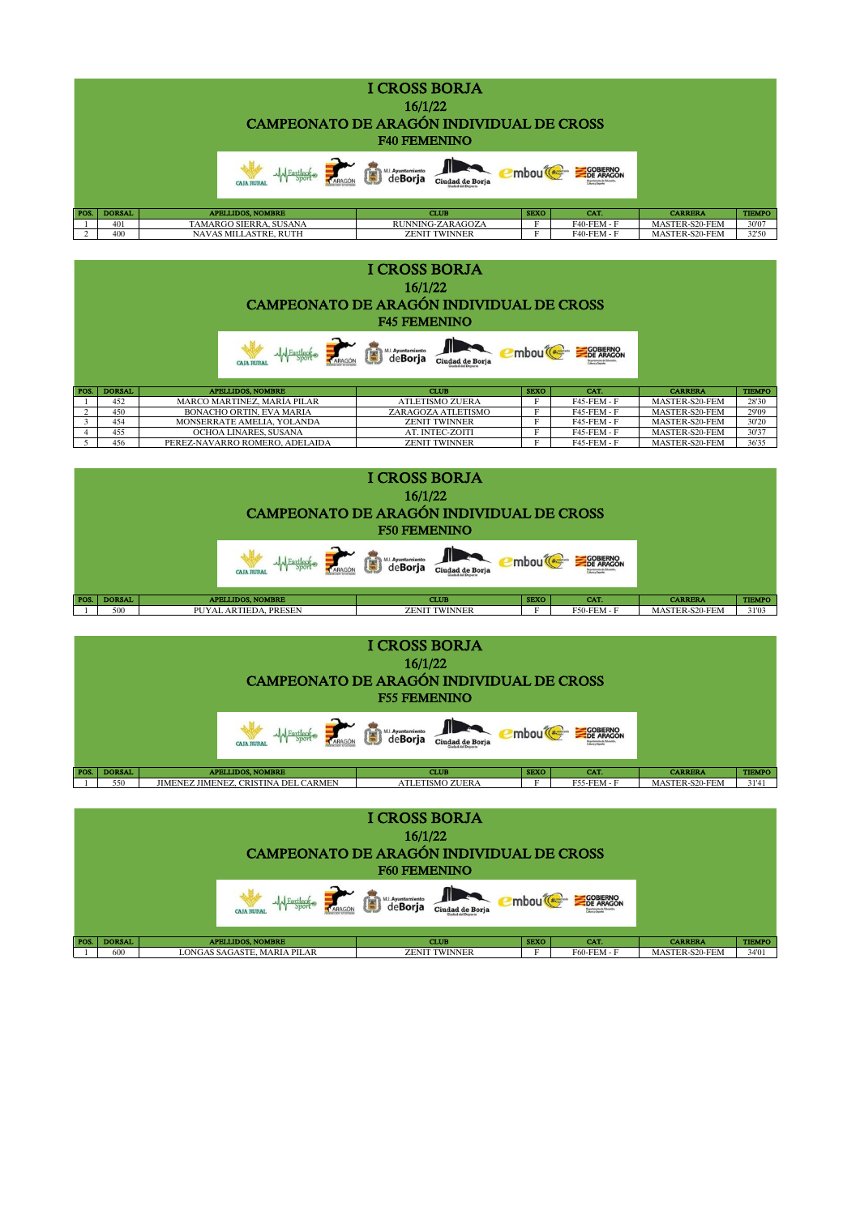# I CROSS BORJA

16/1/22

## CAMPEONATO DE ARAGÓN INDIVIDUAL DE CROSS

### F40 FEMENINO

| POS. | DORSAL | APELLIDOS, NOMBRE | CLUB | SEXO | CAT. | CARRERA | TIEMPO |
|---|---|---|---|---|---|---|---|
| 1 | 401 | TAMARGO SIERRA, SUSANA | RUNNING-ZARAGOZA | F | F40-FEM - F | MASTER-S20-FEM | 30'07 |
| 2 | 400 | NAVAS MILLASTRE, RUTH | ZENIT TWINNER | F | F40-FEM - F | MASTER-S20-FEM | 32'50 |

# I CROSS BORJA

16/1/22

## CAMPEONATO DE ARAGÓN INDIVIDUAL DE CROSS

### F45 FEMENINO

| POS. | DORSAL | APELLIDOS, NOMBRE | CLUB | SEXO | CAT. | CARRERA | TIEMPO |
|---|---|---|---|---|---|---|---|
| 1 | 452 | MARCO MARTINEZ, MARIA PILAR | ATLETISMO ZUERA | F | F45-FEM - F | MASTER-S20-FEM | 28'30 |
| 2 | 450 | BONACHO ORTIN, EVA MARIA | ZARAGOZA ATLETISMO | F | F45-FEM - F | MASTER-S20-FEM | 29'09 |
| 3 | 454 | MONSERRATE AMELIA, YOLANDA | ZENIT TWINNER | F | F45-FEM - F | MASTER-S20-FEM | 30'20 |
| 4 | 455 | OCHOA LINARES, SUSANA | AT. INTEC-ZOITI | F | F45-FEM - F | MASTER-S20-FEM | 30'37 |
| 5 | 456 | PEREZ-NAVARRO ROMERO, ADELAIDA | ZENIT TWINNER | F | F45-FEM - F | MASTER-S20-FEM | 36'35 |

# I CROSS BORJA

16/1/22

## CAMPEONATO DE ARAGÓN INDIVIDUAL DE CROSS

### F50 FEMENINO

| POS. | DORSAL | APELLIDOS, NOMBRE | CLUB | SEXO | CAT. | CARRERA | TIEMPO |
|---|---|---|---|---|---|---|---|
| 1 | 500 | PUYAL ARTIEDA, PRESEN | ZENIT TWINNER | F | F50-FEM - F | MASTER-S20-FEM | 31'03 |

# I CROSS BORJA

16/1/22

## CAMPEONATO DE ARAGÓN INDIVIDUAL DE CROSS

### F55 FEMENINO

| POS. | DORSAL | APELLIDOS, NOMBRE | CLUB | SEXO | CAT. | CARRERA | TIEMPO |
|---|---|---|---|---|---|---|---|
| 1 | 550 | JIMENEZ JIMENEZ, CRISTINA DEL CARMEN | ATLETISMO ZUERA | F | F55-FEM - F | MASTER-S20-FEM | 31'41 |

# I CROSS BORJA

16/1/22

## CAMPEONATO DE ARAGÓN INDIVIDUAL DE CROSS

### F60 FEMENINO

| POS. | DORSAL | APELLIDOS, NOMBRE | CLUB | SEXO | CAT. | CARRERA | TIEMPO |
|---|---|---|---|---|---|---|---|
| 1 | 600 | LONGAS SAGASTE, MARIA PILAR | ZENIT TWINNER | F | F60-FEM - F | MASTER-S20-FEM | 34'01 |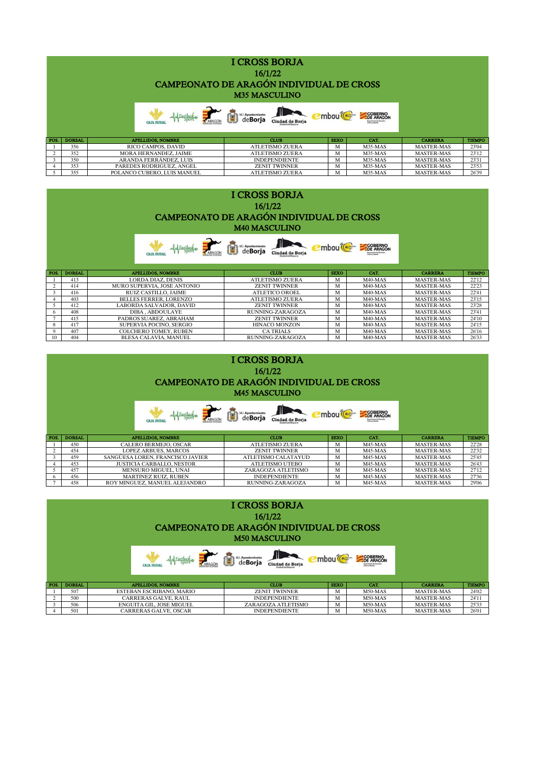# I CROSS BORJA

16/1/22

## CAMPEONATO DE ARAGÓN INDIVIDUAL DE CROSS

### M35 MASCULINO

| POS. | DORSAL | APELLIDOS, NOMBRE | CLUB | SEXO | CAT. | CARRERA | TIEMPO |
|---|---|---|---|---|---|---|---|
| 1 | 356 | RICO CAMPOS, DAVID | ATLETISMO ZUERA | M | M35-MAS | MASTER-MAS | 23'04 |
| 2 | 352 | MORA HERNANDEZ, JAIME | ATLETISMO ZUERA | M | M35-MAS | MASTER-MAS | 23'12 |
| 3 | 350 | ARANDA FERRÁNDEZ, LUIS | INDEPENDIENTE | M | M35-MAS | MASTER-MAS | 23'31 |
| 4 | 353 | PAREDES RODRIGUEZ, ANGEL | ZENIT TWINNER | M | M35-MAS | MASTER-MAS | 23'53 |
| 5 | 355 | POLANCO CUBERO, LUIS MANUEL | ATLETISMO ZUERA | M | M35-MAS | MASTER-MAS | 26'39 |

# I CROSS BORJA

16/1/22

## CAMPEONATO DE ARAGÓN INDIVIDUAL DE CROSS

### M40 MASCULINO

| POS. | DORSAL | APELLIDOS, NOMBRE | CLUB | SEXO | CAT. | CARRERA | TIEMPO |
|---|---|---|---|---|---|---|---|
| 1 | 413 | LORDA DIAZ, DENIS | ATLETISMO ZUERA | M | M40-MAS | MASTER-MAS | 22'12 |
| 2 | 414 | MURO SUPERVIA, JOSE ANTONIO | ZENIT TWINNER | M | M40-MAS | MASTER-MAS | 22'23 |
| 3 | 416 | RUIZ CASTILLO, JAIME | ATLETICO OROEL | M | M40-MAS | MASTER-MAS | 22'41 |
| 4 | 403 | BELLES FERRER, LORENZO | ATLETISMO ZUERA | M | M40-MAS | MASTER-MAS | 23'15 |
| 5 | 412 | LABORDA SALVADOR, DAVID | ZENIT TWINNER | M | M40-MAS | MASTER-MAS | 23'28 |
| 6 | 408 | DIBA , ABDOULAYE | RUNNING-ZARAGOZA | M | M40-MAS | MASTER-MAS | 23'41 |
| 7 | 415 | PADROS SUAREZ, ABRAHAM | ZENIT TWINNER | M | M40-MAS | MASTER-MAS | 24'10 |
| 8 | 417 | SUPERVIA POCINO, SERGIO | HINACO MONZON | M | M40-MAS | MASTER-MAS | 24'15 |
| 9 | 407 | COLCHERO TOMEY, RUBEN | CA TRIALS | M | M40-MAS | MASTER-MAS | 26'16 |
| 10 | 404 | BLESA CALAVIA, MANUEL | RUNNING-ZARAGOZA | M | M40-MAS | MASTER-MAS | 26'33 |

# I CROSS BORJA

16/1/22

## CAMPEONATO DE ARAGÓN INDIVIDUAL DE CROSS

### M45 MASCULINO

| POS. | DORSAL | APELLIDOS, NOMBRE | CLUB | SEXO | CAT. | CARRERA | TIEMPO |
|---|---|---|---|---|---|---|---|
| 1 | 450 | CALERO BERMEJO, OSCAR | ATLETISMO ZUERA | M | M45-MAS | MASTER-MAS | 22'28 |
| 2 | 454 | LOPEZ ARBUES, MARCOS | ZENIT TWINNER | M | M45-MAS | MASTER-MAS | 22'32 |
| 3 | 459 | SANGÜESA LOREN, FRANCISCO JAVIER | ATLETISMO CALATAYUD | M | M45-MAS | MASTER-MAS | 25'45 |
| 4 | 453 | JUSTICIA CARBALLO, NESTOR | ATLETISMO UTEBO | M | M45-MAS | MASTER-MAS | 26'43 |
| 5 | 457 | MENSURO MIGUEL, UNAI | ZARAGOZA ATLETISMO | M | M45-MAS | MASTER-MAS | 27'12 |
| 6 | 456 | MARTINEZ RUIZ, RUBEN | INDEPENDIENTE | M | M45-MAS | MASTER-MAS | 27'36 |
| 7 | 458 | ROY MINGUEZ, MANUEL ALEJANDRO | RUNNING-ZARAGOZA | M | M45-MAS | MASTER-MAS | 29'06 |

# I CROSS BORJA

16/1/22

## CAMPEONATO DE ARAGÓN INDIVIDUAL DE CROSS

### M50 MASCULINO

| POS. | DORSAL | APELLIDOS, NOMBRE | CLUB | SEXO | CAT. | CARRERA | TIEMPO |
|---|---|---|---|---|---|---|---|
| 1 | 507 | ESTEBAN ESCRIBANO, MARIO | ZENIT TWINNER | M | M50-MAS | MASTER-MAS | 24'02 |
| 2 | 500 | CARRERAS GALVE, RAUL | INDEPENDIENTE | M | M50-MAS | MASTER-MAS | 24'11 |
| 3 | 506 | ENGUITA GIL, JOSE MIGUEL | ZARAGOZA ATLETISMO | M | M50-MAS | MASTER-MAS | 25'33 |
| 4 | 501 | CARRERAS GALVE, OSCAR | INDEPENDIENTE | M | M50-MAS | MASTER-MAS | 26'01 |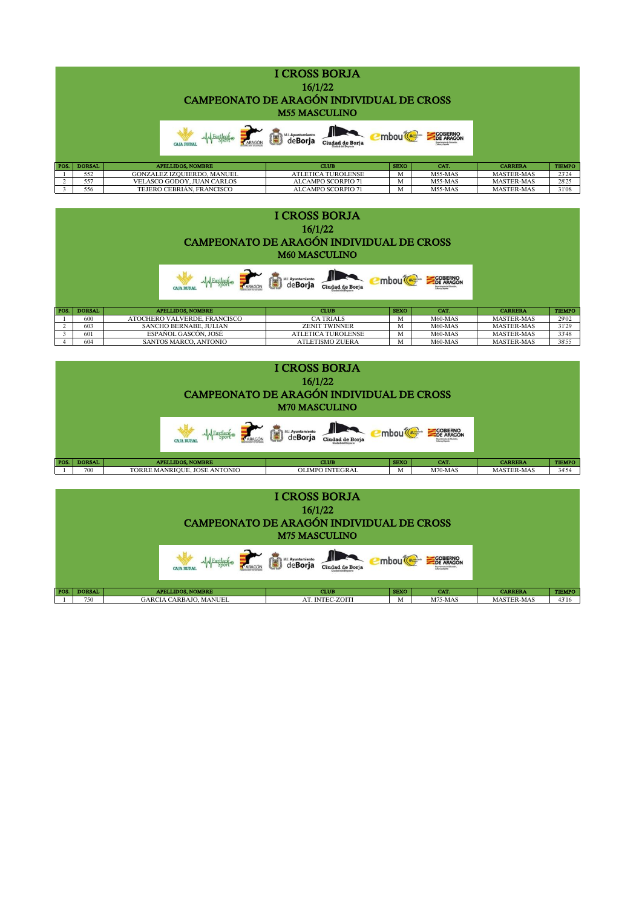# I CROSS BORJA

16/1/22

## CAMPEONATO DE ARAGÓN INDIVIDUAL DE CROSS

### M55 MASCULINO

| POS. | DORSAL | APELLIDOS, NOMBRE | CLUB | SEXO | CAT. | CARRERA | TIEMPO |
|---|---|---|---|---|---|---|---|
| 1 | 552 | GONZALEZ IZQUIERDO, MANUEL | ATLETICA TUROLENSE | M | M55-MAS | MASTER-MAS | 23'24 |
| 2 | 557 | VELASCO GODOY, JUAN CARLOS | ALCAMPO SCORPIO 71 | M | M55-MAS | MASTER-MAS | 28'25 |
| 3 | 556 | TEJERO CEBRIAN, FRANCISCO | ALCAMPO SCORPIO 71 | M | M55-MAS | MASTER-MAS | 31'08 |

# I CROSS BORJA

16/1/22

## CAMPEONATO DE ARAGÓN INDIVIDUAL DE CROSS

### M60 MASCULINO

| POS. | DORSAL | APELLIDOS, NOMBRE | CLUB | SEXO | CAT. | CARRERA | TIEMPO |
|---|---|---|---|---|---|---|---|
| 1 | 600 | ATOCHERO VALVERDE, FRANCISCO | CA TRIALS | M | M60-MAS | MASTER-MAS | 29'02 |
| 2 | 603 | SANCHO BERNABE, JULIAN | ZENIT TWINNER | M | M60-MAS | MASTER-MAS | 31'29 |
| 3 | 601 | ESPAÑOL GASCÓN, JOSÉ | ATLETICA TUROLENSE | M | M60-MAS | MASTER-MAS | 33'48 |
| 4 | 604 | SANTOS MARCO, ANTONIO | ATLETISMO ZUERA | M | M60-MAS | MASTER-MAS | 38'55 |

# I CROSS BORJA

16/1/22

## CAMPEONATO DE ARAGÓN INDIVIDUAL DE CROSS

### M70 MASCULINO

| POS. | DORSAL | APELLIDOS, NOMBRE | CLUB | SEXO | CAT. | CARRERA | TIEMPO |
|---|---|---|---|---|---|---|---|
| 1 | 700 | TORRE MANRIQUE, JOSE ANTONIO | OLIMPO INTEGRAL | M | M70-MAS | MASTER-MAS | 34'54 |

# I CROSS BORJA

16/1/22

## CAMPEONATO DE ARAGÓN INDIVIDUAL DE CROSS

### M75 MASCULINO

| POS. | DORSAL | APELLIDOS, NOMBRE | CLUB | SEXO | CAT. | CARRERA | TIEMPO |
|---|---|---|---|---|---|---|---|
| 1 | 750 | GARCIA CARBAJO, MANUEL | AT. INTEC-ZOITI | M | M75-MAS | MASTER-MAS | 43'16 |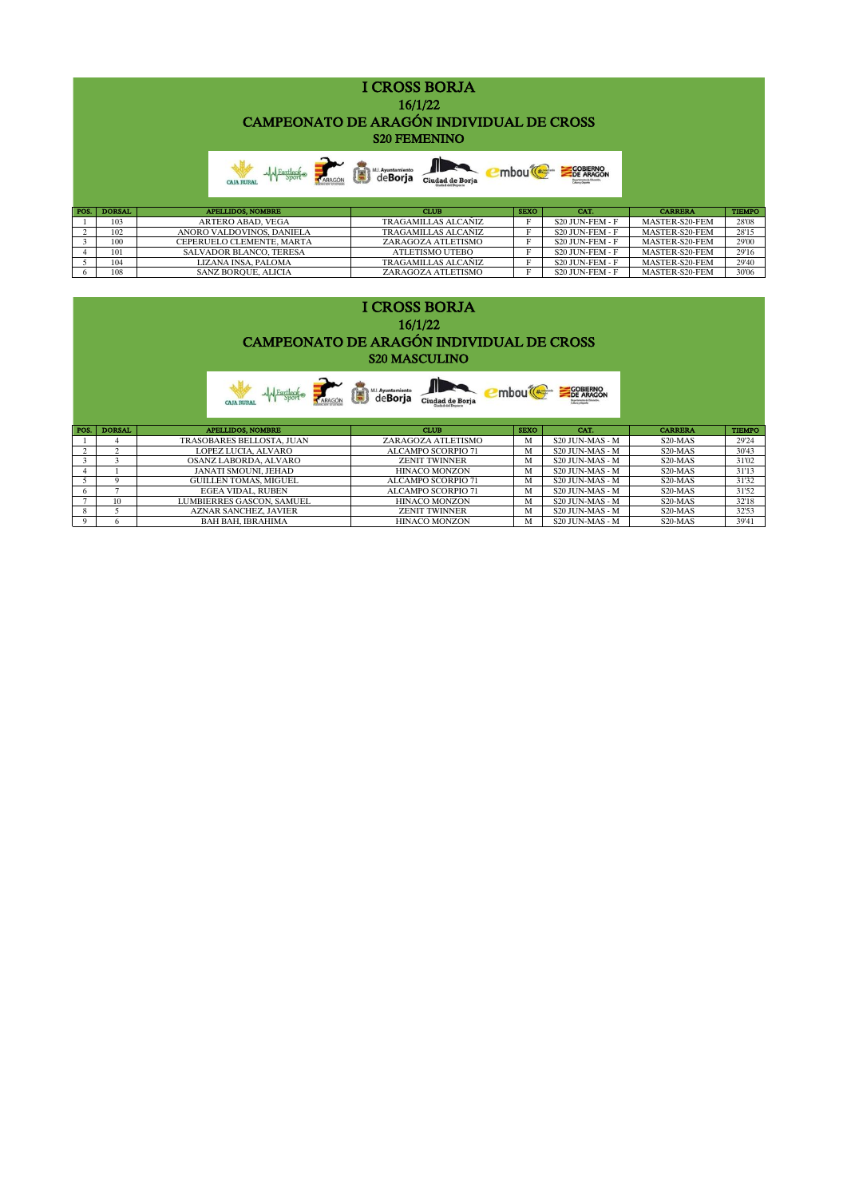# I CROSS BORJA

## 16/1/22

## CAMPEONATO DE ARAGÓN INDIVIDUAL DE CROSS

### S20 FEMENINO

| POS. | DORSAL | APELLIDOS, NOMBRE | CLUB | SEXO | CAT. | CARRERA | TIEMPO |
|---|---|---|---|---|---|---|---|
| 1 | 103 | ARTERO ABAD, VEGA | TRAGAMILLAS ALCAÑIZ | F | S20 JUN-FEM - F | MASTER-S20-FEM | 28'08 |
| 2 | 102 | ANORO VALDOVINOS, DANIELA | TRAGAMILLAS ALCAÑIZ | F | S20 JUN-FEM - F | MASTER-S20-FEM | 28'15 |
| 3 | 100 | CEPERUELO CLEMENTE, MARTA | ZARAGOZA ATLETISMO | F | S20 JUN-FEM - F | MASTER-S20-FEM | 29'00 |
| 4 | 101 | SALVADOR BLANCO, TERESA | ATLETISMO UTEBO | F | S20 JUN-FEM - F | MASTER-S20-FEM | 29'16 |
| 5 | 104 | LIZANA INSA, PALOMA | TRAGAMILLAS ALCAÑIZ | F | S20 JUN-FEM - F | MASTER-S20-FEM | 29'40 |
| 6 | 108 | SANZ BORQUE, ALICIA | ZARAGOZA ATLETISMO | F | S20 JUN-FEM - F | MASTER-S20-FEM | 30'06 |

# I CROSS BORJA

## 16/1/22

## CAMPEONATO DE ARAGÓN INDIVIDUAL DE CROSS

### S20 MASCULINO

| POS. | DORSAL | APELLIDOS, NOMBRE | CLUB | SEXO | CAT. | CARRERA | TIEMPO |
|---|---|---|---|---|---|---|---|
| 1 | 4 | TRASOBARES BELLOSTA, JUAN | ZARAGOZA ATLETISMO | M | S20 JUN-MAS - M | S20-MAS | 29'24 |
| 2 | 2 | LOPEZ LUCIA, ALVARO | ALCAMPO SCORPIO 71 | M | S20 JUN-MAS - M | S20-MAS | 30'43 |
| 3 | 3 | OSANZ LABORDA, ALVARO | ZENIT TWINNER | M | S20 JUN-MAS - M | S20-MAS | 31'02 |
| 4 | 1 | JANATI SMOUNI, JEHAD | HINACO MONZON | M | S20 JUN-MAS - M | S20-MAS | 31'13 |
| 5 | 9 | GUILLEN TOMAS, MIGUEL | ALCAMPO SCORPIO 71 | M | S20 JUN-MAS - M | S20-MAS | 31'32 |
| 6 | 7 | EGEA VIDAL, RUBEN | ALCAMPO SCORPIO 71 | M | S20 JUN-MAS - M | S20-MAS | 31'52 |
| 7 | 10 | LUMBIERRES GASCON, SAMUEL | HINACO MONZON | M | S20 JUN-MAS - M | S20-MAS | 32'18 |
| 8 | 5 | AZNAR SANCHEZ, JAVIER | ZENIT TWINNER | M | S20 JUN-MAS - M | S20-MAS | 32'53 |
| 9 | 6 | BAH BAH, IBRAHIMA | HINACO MONZON | M | S20 JUN-MAS - M | S20-MAS | 39'41 |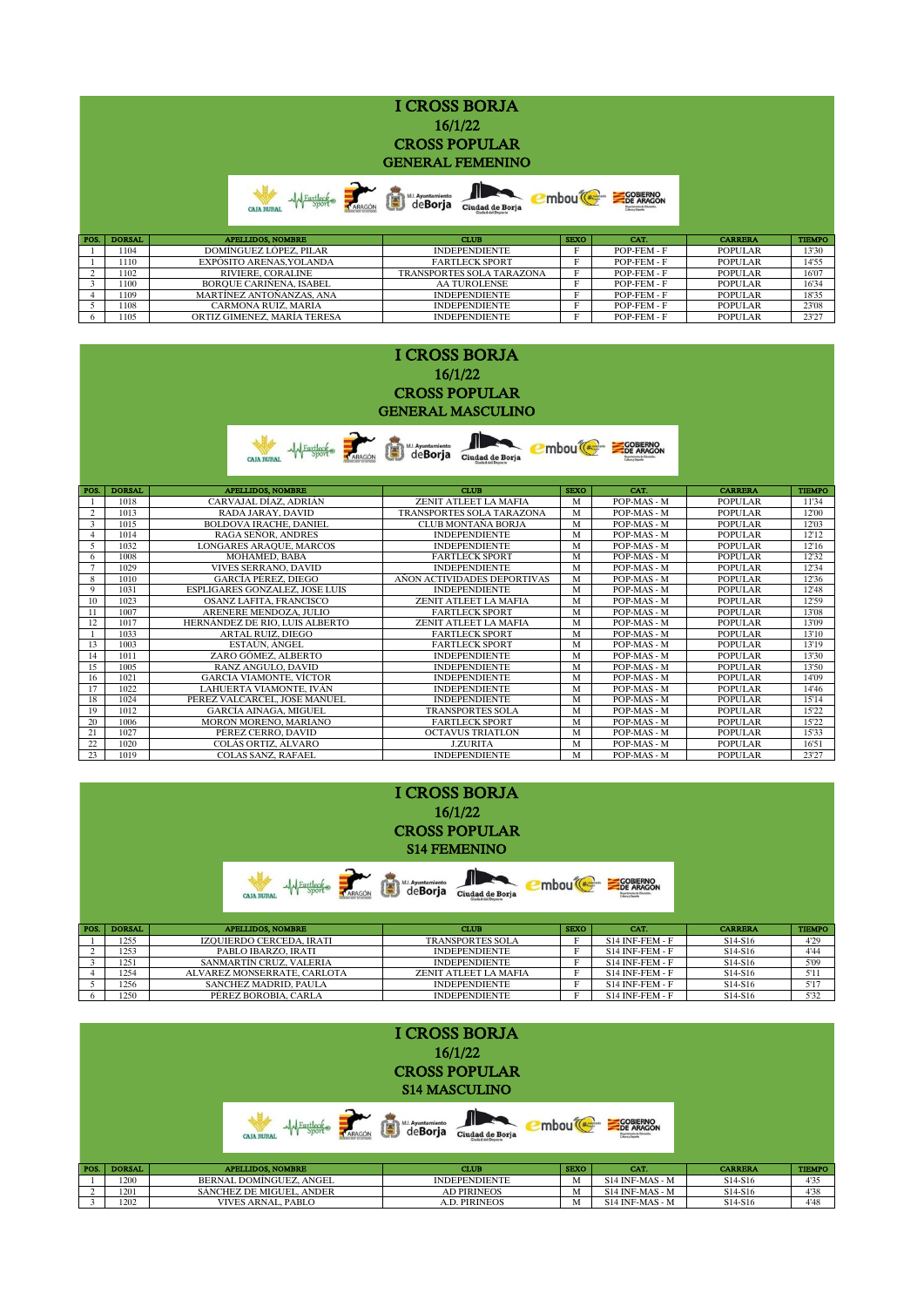# I CROSS BORJA

16/1/22

## CROSS POPULAR

### GENERAL FEMENINO

| POS. | DORSAL | APELLIDOS, NOMBRE | CLUB | SEXO | CAT. | CARRERA | TIEMPO |
|---|---|---|---|---|---|---|---|
| 1 | 1104 | DOMÍNGUEZ LÓPEZ, PILAR | INDEPENDIENTE | F | POP-FEM - F | POPULAR | 13'30 |
| 1 | 1110 | EXPÓSITO ARENAS,YOLANDA | FARTLECK SPORT | F | POP-FEM - F | POPULAR | 14'55 |
| 2 | 1102 | RIVIERE, CORALINE | TRANSPORTES SOLA TARAZONA | F | POP-FEM - F | POPULAR | 16'07 |
| 3 | 1100 | BORQUE CARIÑENA, ISABEL | AA TUROLENSE | F | POP-FEM - F | POPULAR | 16'34 |
| 4 | 1109 | MARTÍNEZ ANTOÑANZAS, ANA | INDEPENDIENTE | F | POP-FEM - F | POPULAR | 18'35 |
| 5 | 1108 | CARMONA RUIZ, MARIA | INDEPENDIENTE | F | POP-FEM - F | POPULAR | 23'08 |
| 6 | 1105 | ORTIZ GIMENEZ, MARÍA TERESA | INDEPENDIENTE | F | POP-FEM - F | POPULAR | 23'27 |

# I CROSS BORJA

16/1/22

## CROSS POPULAR

### GENERAL MASCULINO

| POS. | DORSAL | APELLIDOS, NOMBRE | CLUB | SEXO | CAT. | CARRERA | TIEMPO |
|---|---|---|---|---|---|---|---|
| 1 | 1018 | CARVAJAL DÍAZ, ADRIÁN | ZENIT ATLEET LA MAFIA | M | POP-MAS - M | POPULAR | 11'34 |
| 2 | 1013 | RADA JARAY, DAVID | TRANSPORTES SOLA TARAZONA | M | POP-MAS - M | POPULAR | 12'00 |
| 3 | 1015 | BOLDOVA IRACHE, DANIEL | CLUB MONTAÑA BORJA | M | POP-MAS - M | POPULAR | 12'03 |
| 4 | 1014 | RAGA SEÑOR, ANDRES | INDEPENDIENTE | M | POP-MAS - M | POPULAR | 12'12 |
| 5 | 1032 | LONGARES ARAQUE, MARCOS | INDEPENDIENTE | M | POP-MAS - M | POPULAR | 12'16 |
| 6 | 1008 | MOHAMED, BABA | FARTLECK SPORT | M | POP-MAS - M | POPULAR | 12'32 |
| 7 | 1029 | VIVES SERRANO, DAVID | INDEPENDIENTE | M | POP-MAS - M | POPULAR | 12'34 |
| 8 | 1010 | GARCÍA PÉREZ, DIEGO | AÑON ACTIVIDADES DEPORTIVAS | M | POP-MAS - M | POPULAR | 12'36 |
| 9 | 1031 | ESPLIGARES GONZALEZ, JOSE LUIS | INDEPENDIENTE | M | POP-MAS - M | POPULAR | 12'48 |
| 10 | 1023 | OSANZ LAFITA, FRANCISCO | ZENIT ATLEET LA MAFIA | M | POP-MAS - M | POPULAR | 12'59 |
| 11 | 1007 | ARENERE MENDOZA, JULIO | FARTLECK SPORT | M | POP-MAS - M | POPULAR | 13'08 |
| 12 | 1017 | HERNÁNDEZ DE RIO, LUIS ALBERTO | ZENIT ATLEET LA MAFIA | M | POP-MAS - M | POPULAR | 13'09 |
| 1 | 1033 | ARTAL RUIZ, DIEGO | FARTLECK SPORT | M | POP-MAS - M | POPULAR | 13'10 |
| 13 | 1003 | ESTAUN, ÁNGEL | FARTLECK SPORT | M | POP-MAS - M | POPULAR | 13'19 |
| 14 | 1011 | ZARO GÓMEZ, ALBERTO | INDEPENDIENTE | M | POP-MAS - M | POPULAR | 13'30 |
| 15 | 1005 | RANZ ANGULO, DAVID | INDEPENDIENTE | M | POP-MAS - M | POPULAR | 13'50 |
| 16 | 1021 | GARCIA VIAMONTE, VÍCTOR | INDEPENDIENTE | M | POP-MAS - M | POPULAR | 14'09 |
| 17 | 1022 | LAHUERTA VIAMONTE, IVÁN | INDEPENDIENTE | M | POP-MAS - M | POPULAR | 14'46 |
| 18 | 1024 | PEREZ VALCARCEL, JOSE MANUEL | INDEPENDIENTE | M | POP-MAS - M | POPULAR | 15'14 |
| 19 | 1012 | GARCÍA AINAGA, MIGUEL | TRANSPORTES SOLA | M | POP-MAS - M | POPULAR | 15'22 |
| 20 | 1006 | MORON MORENO, MARIANO | FARTLECK SPORT | M | POP-MAS - M | POPULAR | 15'22 |
| 21 | 1027 | PÉREZ CERRO, DAVID | OCTAVUS TRIATLON | M | POP-MAS - M | POPULAR | 15'33 |
| 22 | 1020 | COLÁS ORTIZ, ÁLVARO | J.ZURITA | M | POP-MAS - M | POPULAR | 16'51 |
| 23 | 1019 | COLÁS SANZ, RAFAEL | INDEPENDIENTE | M | POP-MAS - M | POPULAR | 23'27 |

# I CROSS BORJA

16/1/22

## CROSS POPULAR

### S14 FEMENINO

| POS. | DORSAL | APELLIDOS, NOMBRE | CLUB | SEXO | CAT. | CARRERA | TIEMPO |
|---|---|---|---|---|---|---|---|
| 1 | 1255 | IZQUIERDO CERCEDA, IRATI | TRANSPORTES SOLA | F | S14 INF-FEM - F | S14-S16 | 4'29 |
| 2 | 1253 | PABLO IBARZO, IRATI | INDEPENDIENTE | F | S14 INF-FEM - F | S14-S16 | 4'44 |
| 3 | 1251 | SANMARTÍN CRUZ, VALERIA | INDEPENDIENTE | F | S14 INF-FEM - F | S14-S16 | 5'09 |
| 4 | 1254 | ALVAREZ MONSERRATE, CARLOTA | ZENIT ATLEET LA MAFIA | F | S14 INF-FEM - F | S14-S16 | 5'11 |
| 5 | 1256 | SANCHEZ MADRID, PAULA | INDEPENDIENTE | F | S14 INF-FEM - F | S14-S16 | 5'17 |
| 6 | 1250 | PÉREZ BOROBIA, CARLA | INDEPENDIENTE | F | S14 INF-FEM - F | S14-S16 | 5'32 |

# I CROSS BORJA

16/1/22

## CROSS POPULAR

### S14 MASCULINO

| POS. | DORSAL | APELLIDOS, NOMBRE | CLUB | SEXO | CAT. | CARRERA | TIEMPO |
|---|---|---|---|---|---|---|---|
| 1 | 1200 | BERNAL DOMÍNGUEZ, ANGEL | INDEPENDIENTE | M | S14 INF-MAS - M | S14-S16 | 4'35 |
| 2 | 1201 | SÁNCHEZ DE MIGUEL, ANDER | AD PIRINEOS | M | S14 INF-MAS - M | S14-S16 | 4'38 |
| 3 | 1202 | VIVES ARNAL, PABLO | A.D. PIRINEOS | M | S14 INF-MAS - M | S14-S16 | 4'48 |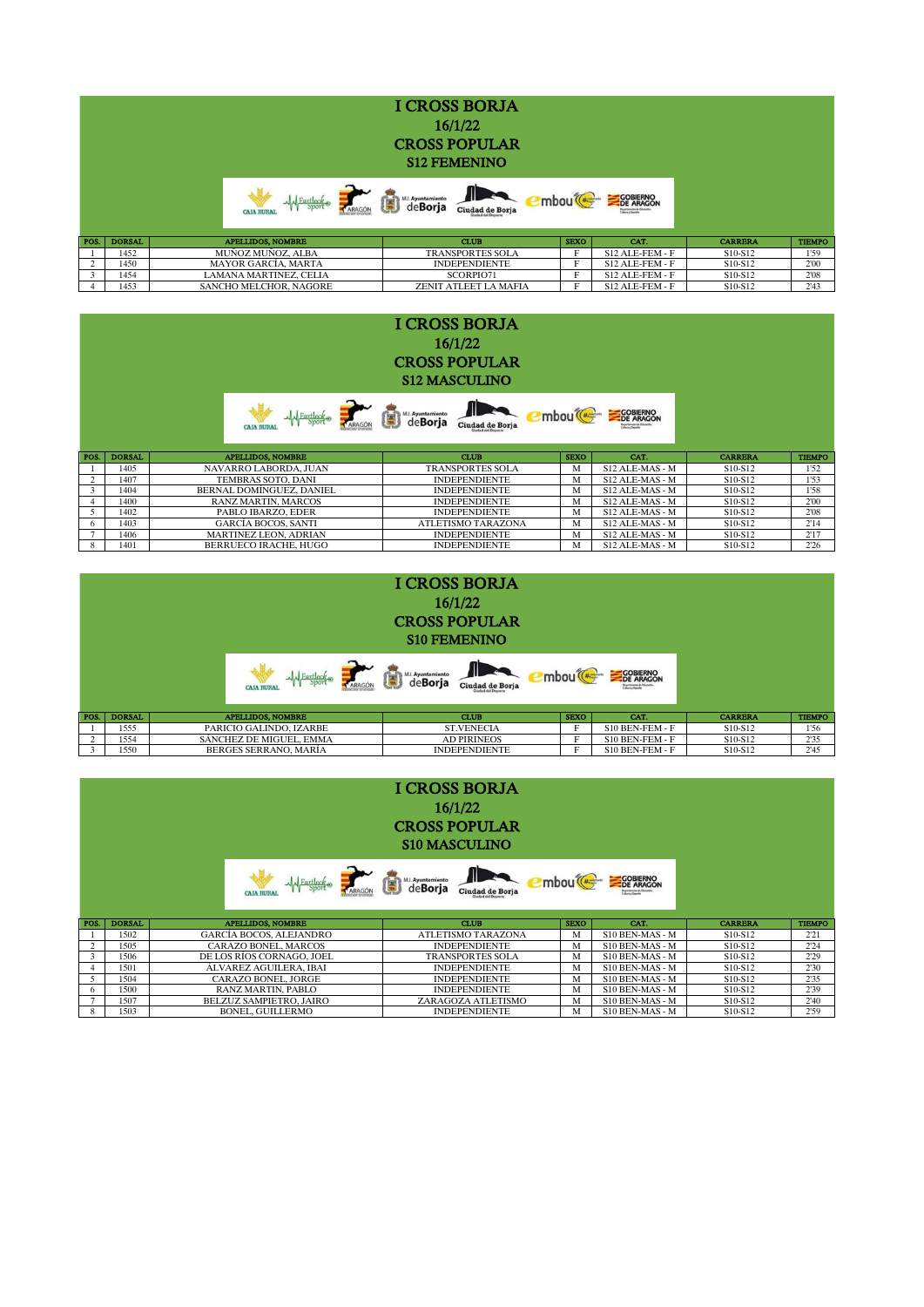# I CROSS BORJA
## 16/1/22
## CROSS POPULAR
## S12 FEMENINO

| POS. | DORSAL | APELLIDOS, NOMBRE | CLUB | SEXO | CAT. | CARRERA | TIEMPO |
|---|---|---|---|---|---|---|---|
| 1 | 1452 | MUÑOZ MUÑOZ, ALBA | TRANSPORTES SOLA | F | S12 ALE-FEM - F | S10-S12 | 1'59 |
| 2 | 1450 | MAYOR GARCÍA, MARTA | INDEPENDIENTE | F | S12 ALE-FEM - F | S10-S12 | 2'00 |
| 3 | 1454 | LAMANA MARTINEZ, CELIA | SCORPIO71 | F | S12 ALE-FEM - F | S10-S12 | 2'08 |
| 4 | 1453 | SANCHO MELCHOR, NAGORE | ZENIT ATLEET LA MAFIA | F | S12 ALE-FEM - F | S10-S12 | 2'43 |

# I CROSS BORJA
## 16/1/22
## CROSS POPULAR
## S12 MASCULINO

| POS. | DORSAL | APELLIDOS, NOMBRE | CLUB | SEXO | CAT. | CARRERA | TIEMPO |
|---|---|---|---|---|---|---|---|
| 1 | 1405 | NAVARRO LABORDA, JUAN | TRANSPORTES SOLA | M | S12 ALE-MAS - M | S10-S12 | 1'52 |
| 2 | 1407 | TEMBRAS SOTO, DANI | INDEPENDIENTE | M | S12 ALE-MAS - M | S10-S12 | 1'53 |
| 3 | 1404 | BERNAL DOMÍNGUEZ, DANIEL | INDEPENDIENTE | M | S12 ALE-MAS - M | S10-S12 | 1'58 |
| 4 | 1400 | RANZ MARTIN, MARCOS | INDEPENDIENTE | M | S12 ALE-MAS - M | S10-S12 | 2'00 |
| 5 | 1402 | PABLO IBARZO, EDER | INDEPENDIENTE | M | S12 ALE-MAS - M | S10-S12 | 2'08 |
| 6 | 1403 | GARCÍA BOCOS, SANTI | ATLETISMO TARAZONA | M | S12 ALE-MAS - M | S10-S12 | 2'14 |
| 7 | 1406 | MARTINEZ LEON, ADRIAN | INDEPENDIENTE | M | S12 ALE-MAS - M | S10-S12 | 2'17 |
| 8 | 1401 | BERRUECO IRACHE, HUGO | INDEPENDIENTE | M | S12 ALE-MAS - M | S10-S12 | 2'26 |

# I CROSS BORJA
## 16/1/22
## CROSS POPULAR
## S10 FEMENINO

| POS. | DORSAL | APELLIDOS, NOMBRE | CLUB | SEXO | CAT. | CARRERA | TIEMPO |
|---|---|---|---|---|---|---|---|
| 1 | 1555 | PARICIO GALINDO, IZARBE | ST.VENECIA | F | S10 BEN-FEM - F | S10-S12 | 1'56 |
| 2 | 1554 | SANCHEZ DE MIGUEL, EMMA | AD PIRINEOS | F | S10 BEN-FEM - F | S10-S12 | 2'35 |
| 3 | 1550 | BERGES SERRANO, MARÍA | INDEPENDIENTE | F | S10 BEN-FEM - F | S10-S12 | 2'45 |

# I CROSS BORJA
## 16/1/22
## CROSS POPULAR
## S10 MASCULINO

| POS. | DORSAL | APELLIDOS, NOMBRE | CLUB | SEXO | CAT. | CARRERA | TIEMPO |
|---|---|---|---|---|---|---|---|
| 1 | 1502 | GARCÍA BOCOS, ALEJANDRO | ATLETISMO TARAZONA | M | S10 BEN-MAS - M | S10-S12 | 2'21 |
| 2 | 1505 | CARAZO BONEL, MARCOS | INDEPENDIENTE | M | S10 BEN-MAS - M | S10-S12 | 2'24 |
| 3 | 1506 | DE LOS RÍOS CORNAGO, JOEL | TRANSPORTES SOLA | M | S10 BEN-MAS - M | S10-S12 | 2'29 |
| 4 | 1501 | ALVAREZ AGUILERA, IBAI | INDEPENDIENTE | M | S10 BEN-MAS - M | S10-S12 | 2'30 |
| 5 | 1504 | CARAZO BONEL, JORGE | INDEPENDIENTE | M | S10 BEN-MAS - M | S10-S12 | 2'35 |
| 6 | 1500 | RANZ MARTIN, PABLO | INDEPENDIENTE | M | S10 BEN-MAS - M | S10-S12 | 2'39 |
| 7 | 1507 | BELZUZ SAMPIETRO, JAIRO | ZARAGOZA ATLETISMO | M | S10 BEN-MAS - M | S10-S12 | 2'40 |
| 8 | 1503 | BONEL, GUILLERMO | INDEPENDIENTE | M | S10 BEN-MAS - M | S10-S12 | 2'59 |